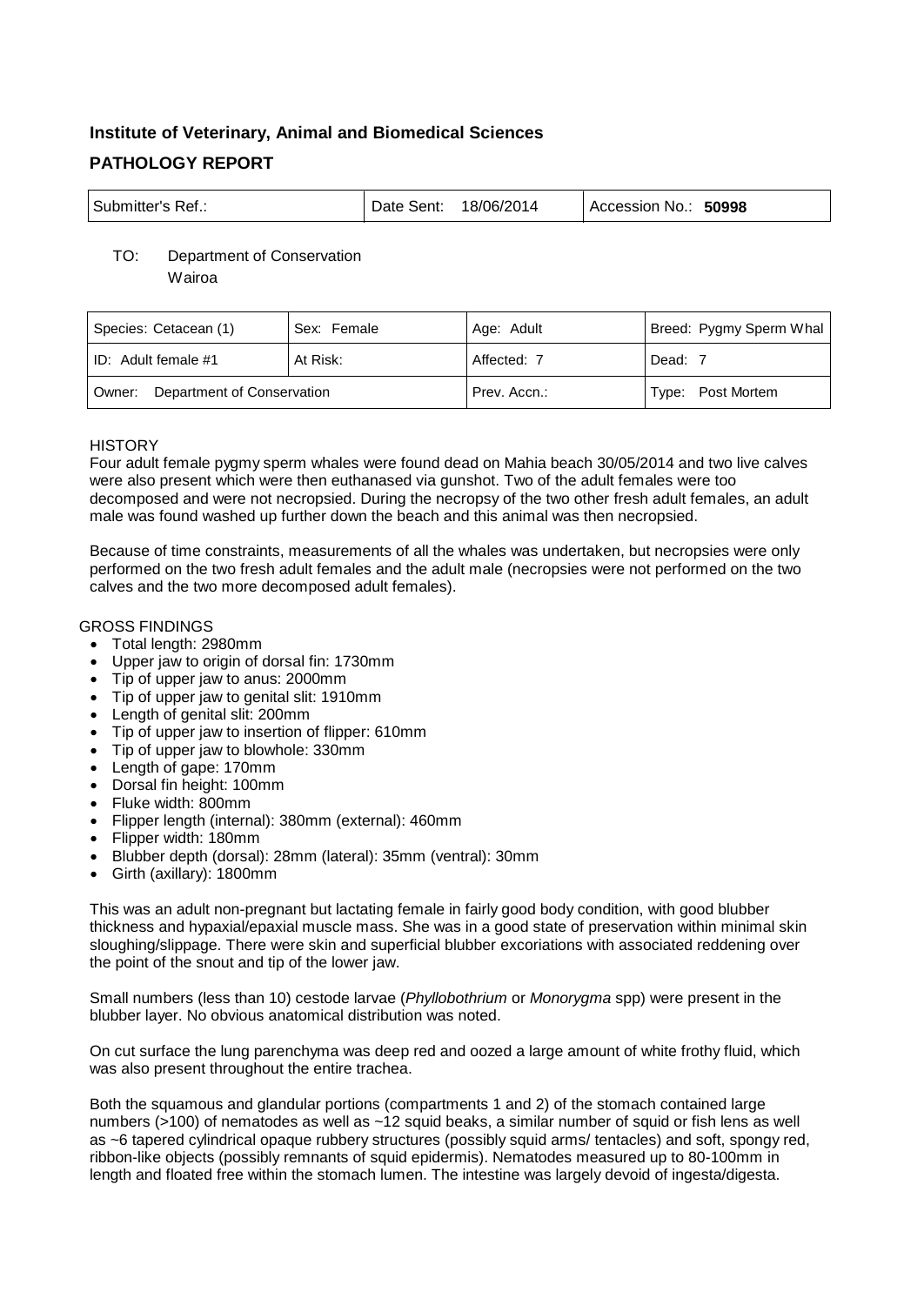**Institute of Veterinary, Animal and Biomedical Sciences**

## PATHOLOGY REPORT

| Submitter's Ref.: | Date Sent: 18/06/2014 | Accession No.: **50998** |
|---|---|---|

TO: Department of Conservation
Wairoa

| Species: Cetacean (1) | Sex: Female | Age: Adult | Breed: Pygmy Sperm Whal |
|---|---|---|---|
| ID: Adult female #1 | At Risk: | Affected: 7 | Dead: 7 |
| Owner: Department of Conservation | | Prev. Accn.: | Type: Post Mortem |

HISTORY

Four adult female pygmy sperm whales were found dead on Mahia beach 30/05/2014 and two live calves were also present which were then euthanased via gunshot. Two of the adult females were too decomposed and were not necropsied. During the necropsy of the two other fresh adult females, an adult male was found washed up further down the beach and this animal was then necropsied.

Because of time constraints, measurements of all the whales was undertaken, but necropsies were only performed on the two fresh adult females and the adult male (necropsies were not performed on the two calves and the two more decomposed adult females).

GROSS FINDINGS

- Total length: 2980mm
- Upper jaw to origin of dorsal fin: 1730mm
- Tip of upper jaw to anus: 2000mm
- Tip of upper jaw to genital slit: 1910mm
- Length of genital slit: 200mm
- Tip of upper jaw to insertion of flipper: 610mm
- Tip of upper jaw to blowhole: 330mm
- Length of gape: 170mm
- Dorsal fin height: 100mm
- Fluke width: 800mm
- Flipper length (internal): 380mm (external): 460mm
- Flipper width: 180mm
- Blubber depth (dorsal): 28mm (lateral): 35mm (ventral): 30mm
- Girth (axillary): 1800mm

This was an adult non-pregnant but lactating female in fairly good body condition, with good blubber thickness and hypaxial/epaxial muscle mass. She was in a good state of preservation within minimal skin sloughing/slippage. There were skin and superficial blubber excoriations with associated reddening over the point of the snout and tip of the lower jaw.

Small numbers (less than 10) cestode larvae (*Phyllobothrium* or *Monorygma* spp) were present in the blubber layer. No obvious anatomical distribution was noted.

On cut surface the lung parenchyma was deep red and oozed a large amount of white frothy fluid, which was also present throughout the entire trachea.

Both the squamous and glandular portions (compartments 1 and 2) of the stomach contained large numbers (>100) of nematodes as well as ~12 squid beaks, a similar number of squid or fish lens as well as ~6 tapered cylindrical opaque rubbery structures (possibly squid arms/ tentacles) and soft, spongy red, ribbon-like objects (possibly remnants of squid epidermis). Nematodes measured up to 80-100mm in length and floated free within the stomach lumen. The intestine was largely devoid of ingesta/digesta.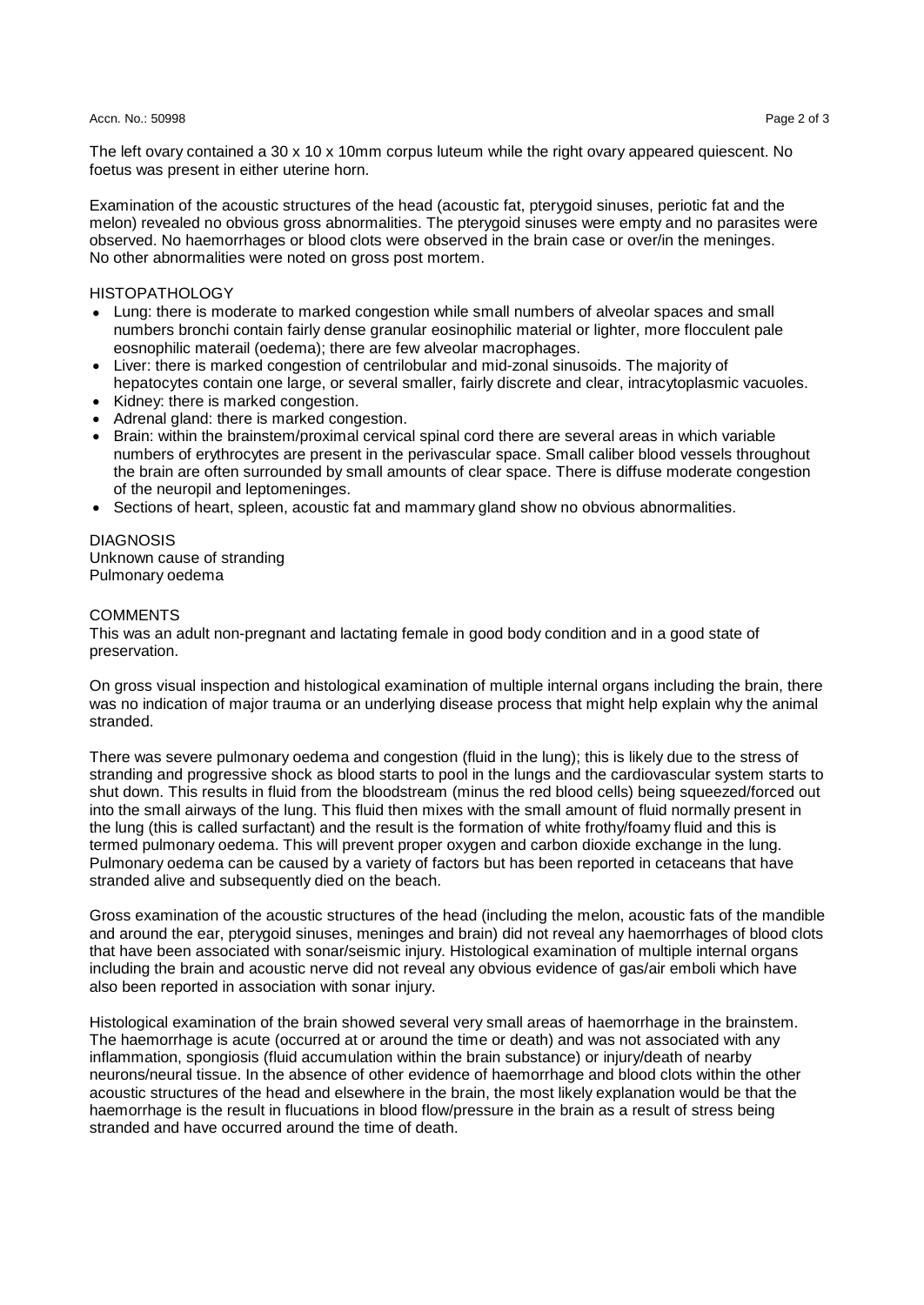The left ovary contained a 30 x 10 x 10mm corpus luteum while the right ovary appeared quiescent. No foetus was present in either uterine horn.

Examination of the acoustic structures of the head (acoustic fat, pterygoid sinuses, periotic fat and the melon) revealed no obvious gross abnormalities. The pterygoid sinuses were empty and no parasites were observed. No haemorrhages or blood clots were observed in the brain case or over/in the meninges. No other abnormalities were noted on gross post mortem.

## HISTOPATHOLOGY

- Lung: there is moderate to marked congestion while small numbers of alveolar spaces and small numbers bronchi contain fairly dense granular eosinophilic material or lighter, more flocculent pale eosnophilic materail (oedema); there are few alveolar macrophages.
- Liver: there is marked congestion of centrilobular and mid-zonal sinusoids. The majority of hepatocytes contain one large, or several smaller, fairly discrete and clear, intracytoplasmic vacuoles.
- Kidney: there is marked congestion.
- Adrenal gland: there is marked congestion.
- Brain: within the brainstem/proximal cervical spinal cord there are several areas in which variable numbers of erythrocytes are present in the perivascular space. Small caliber blood vessels throughout the brain are often surrounded by small amounts of clear space. There is diffuse moderate congestion of the neuropil and leptomeninges.
- Sections of heart, spleen, acoustic fat and mammary gland show no obvious abnormalities.

## DIAGNOSIS

Unknown cause of stranding
Pulmonary oedema

## COMMENTS

This was an adult non-pregnant and lactating female in good body condition and in a good state of preservation.

On gross visual inspection and histological examination of multiple internal organs including the brain, there was no indication of major trauma or an underlying disease process that might help explain why the animal stranded.

There was severe pulmonary oedema and congestion (fluid in the lung); this is likely due to the stress of stranding and progressive shock as blood starts to pool in the lungs and the cardiovascular system starts to shut down. This results in fluid from the bloodstream (minus the red blood cells) being squeezed/forced out into the small airways of the lung. This fluid then mixes with the small amount of fluid normally present in the lung (this is called surfactant) and the result is the formation of white frothy/foamy fluid and this is termed pulmonary oedema. This will prevent proper oxygen and carbon dioxide exchange in the lung. Pulmonary oedema can be caused by a variety of factors but has been reported in cetaceans that have stranded alive and subsequently died on the beach.

Gross examination of the acoustic structures of the head (including the melon, acoustic fats of the mandible and around the ear, pterygoid sinuses, meninges and brain) did not reveal any haemorrhages of blood clots that have been associated with sonar/seismic injury. Histological examination of multiple internal organs including the brain and acoustic nerve did not reveal any obvious evidence of gas/air emboli which have also been reported in association with sonar injury.

Histological examination of the brain showed several very small areas of haemorrhage in the brainstem. The haemorrhage is acute (occurred at or around the time or death) and was not associated with any inflammation, spongiosis (fluid accumulation within the brain substance) or injury/death of nearby neurons/neural tissue. In the absence of other evidence of haemorrhage and blood clots within the other acoustic structures of the head and elsewhere in the brain, the most likely explanation would be that the haemorrhage is the result in flucuations in blood flow/pressure in the brain as a result of stress being stranded and have occurred around the time of death.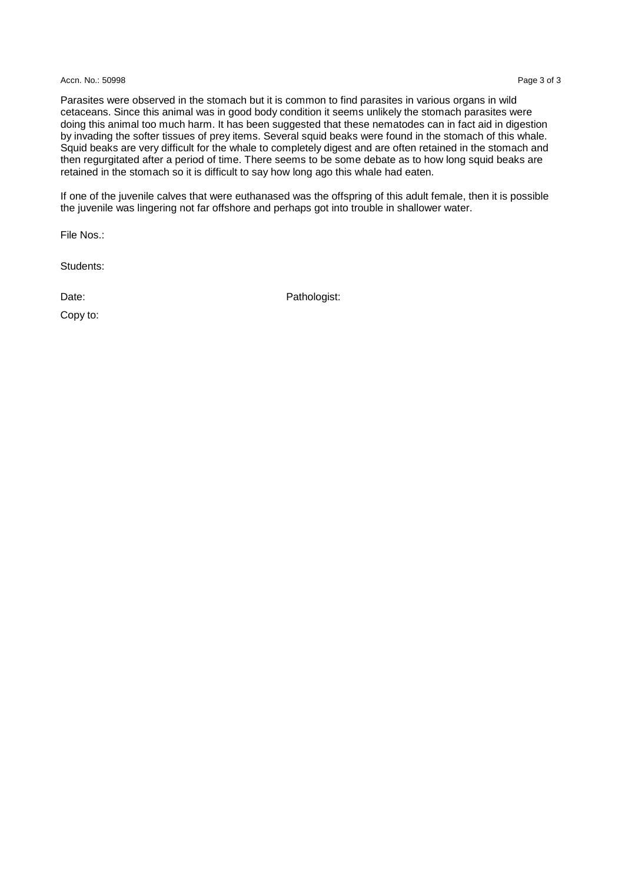Parasites were observed in the stomach but it is common to find parasites in various organs in wild cetaceans. Since this animal was in good body condition it seems unlikely the stomach parasites were doing this animal too much harm. It has been suggested that these nematodes can in fact aid in digestion by invading the softer tissues of prey items. Several squid beaks were found in the stomach of this whale. Squid beaks are very difficult for the whale to completely digest and are often retained in the stomach and then regurgitated after a period of time. There seems to be some debate as to how long squid beaks are retained in the stomach so it is difficult to say how long ago this whale had eaten.

If one of the juvenile calves that were euthanased was the offspring of this adult female, then it is possible the juvenile was lingering not far offshore and perhaps got into trouble in shallower water.

File Nos.:

Students:

Date: Pathologist:

Copy to: